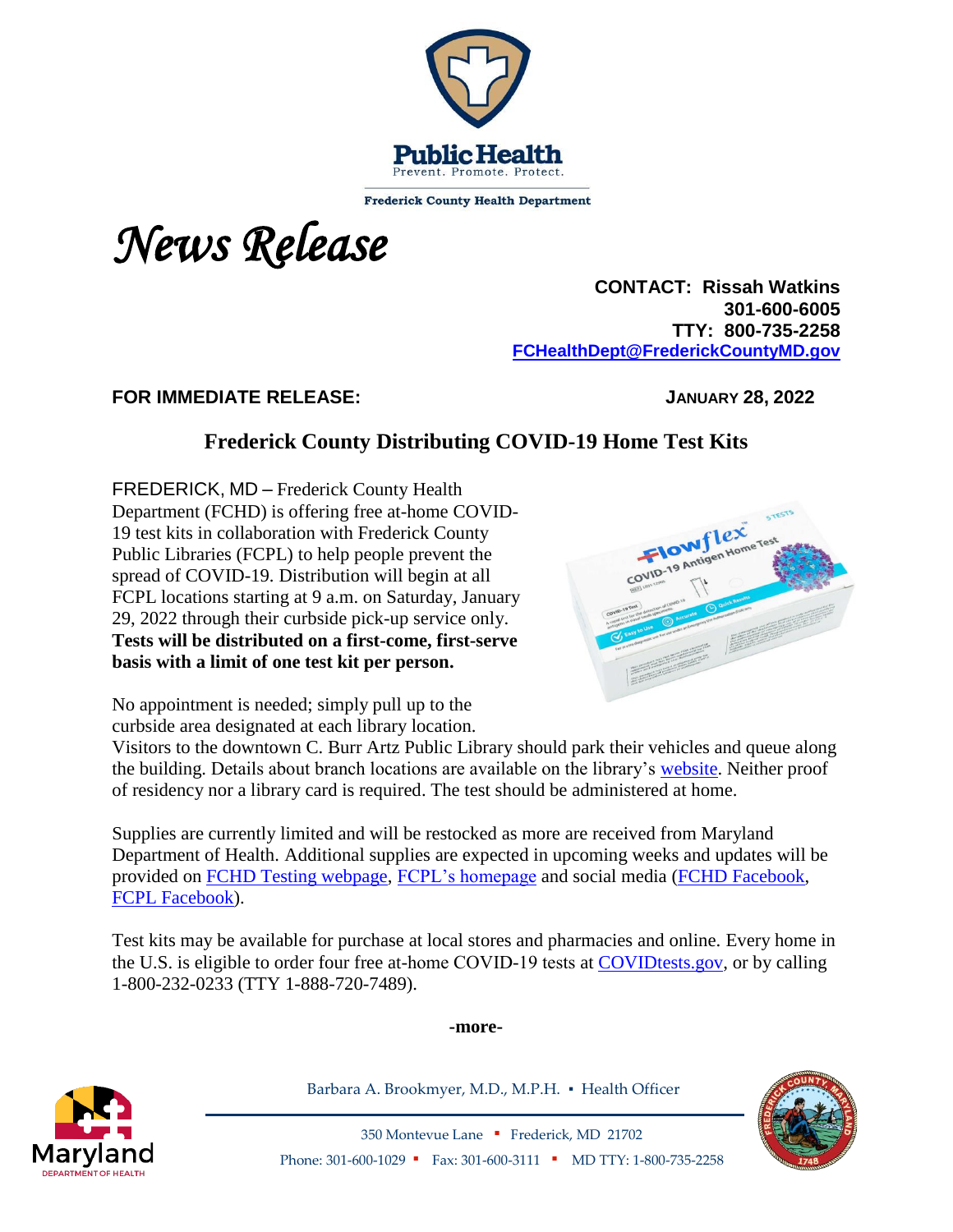Public Health
Prevent. Promote. Protect.

Frederick County Health Department

*News Release*

**CONTACT: Rissah Watkins**
**301-600-6005**
**TTY: 800-735-2258**
**[FCHealthDept@FrederickCountyMD.gov](mailto:FCHealthDept@FrederickCountyMD.gov)**

**FOR IMMEDIATE RELEASE:** **JANUARY 28, 2022**

## Frederick County Distributing COVID-19 Home Test Kits

FREDERICK, MD – Frederick County Health Department (FCHD) is offering free at-home COVID-19 test kits in collaboration with Frederick County Public Libraries (FCPL) to help people prevent the spread of COVID-19. Distribution will begin at all FCPL locations starting at 9 a.m. on Saturday, January 29, 2022 through their curbside pick-up service only. **Tests will be distributed on a first-come, first-serve basis with a limit of one test kit per person.**

No appointment is needed; simply pull up to the curbside area designated at each library location. Visitors to the downtown C. Burr Artz Public Library should park their vehicles and queue along the building. Details about branch locations are available on the library's website. Neither proof of residency nor a library card is required. The test should be administered at home.

Supplies are currently limited and will be restocked as more are received from Maryland Department of Health. Additional supplies are expected in upcoming weeks and updates will be provided on FCHD Testing webpage, FCPL's homepage and social media (FCHD Facebook, FCPL Facebook).

Test kits may be available for purchase at local stores and pharmacies and online. Every home in the U.S. is eligible to order four free at-home COVID-19 tests at COVIDtests.gov, or by calling 1-800-232-0233 (TTY 1-888-720-7489).

**-more-**

Barbara A. Brookmyer, M.D., M.P.H. ▪ Health Officer

350 Montevue Lane ▪ Frederick, MD 21702
Phone: 301-600-1029 ▪ Fax: 301-600-3111 ▪ MD TTY: 1-800-735-2258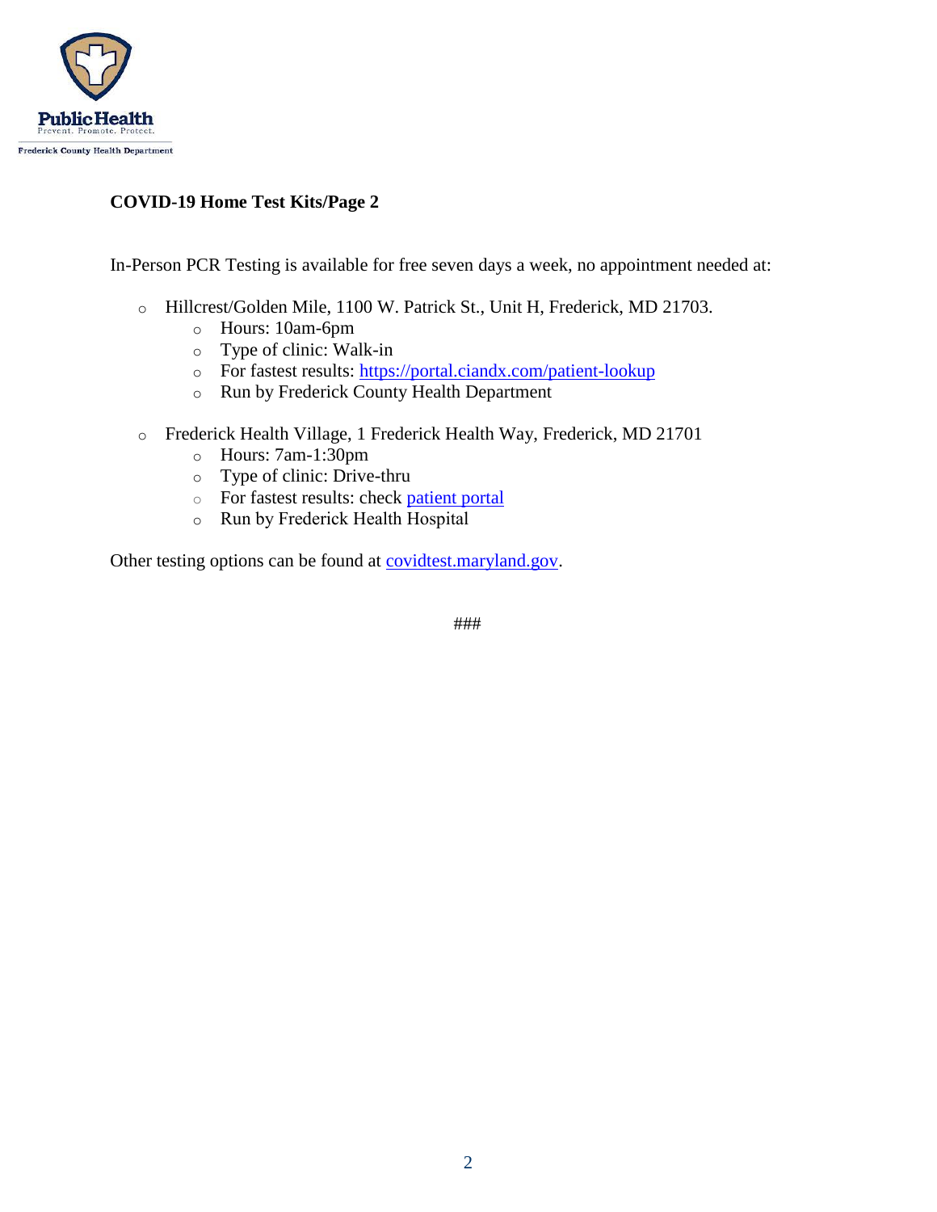**COVID-19 Home Test Kits/Page 2**

In-Person PCR Testing is available for free seven days a week, no appointment needed at:

- Hillcrest/Golden Mile, 1100 W. Patrick St., Unit H, Frederick, MD 21703.
  - Hours: 10am-6pm
  - Type of clinic: Walk-in
  - For fastest results: https://portal.ciandx.com/patient-lookup
  - Run by Frederick County Health Department

- Frederick Health Village, 1 Frederick Health Way, Frederick, MD 21701
  - Hours: 7am-1:30pm
  - Type of clinic: Drive-thru
  - For fastest results: check patient portal
  - Run by Frederick Health Hospital

Other testing options can be found at covidtest.maryland.gov.

###